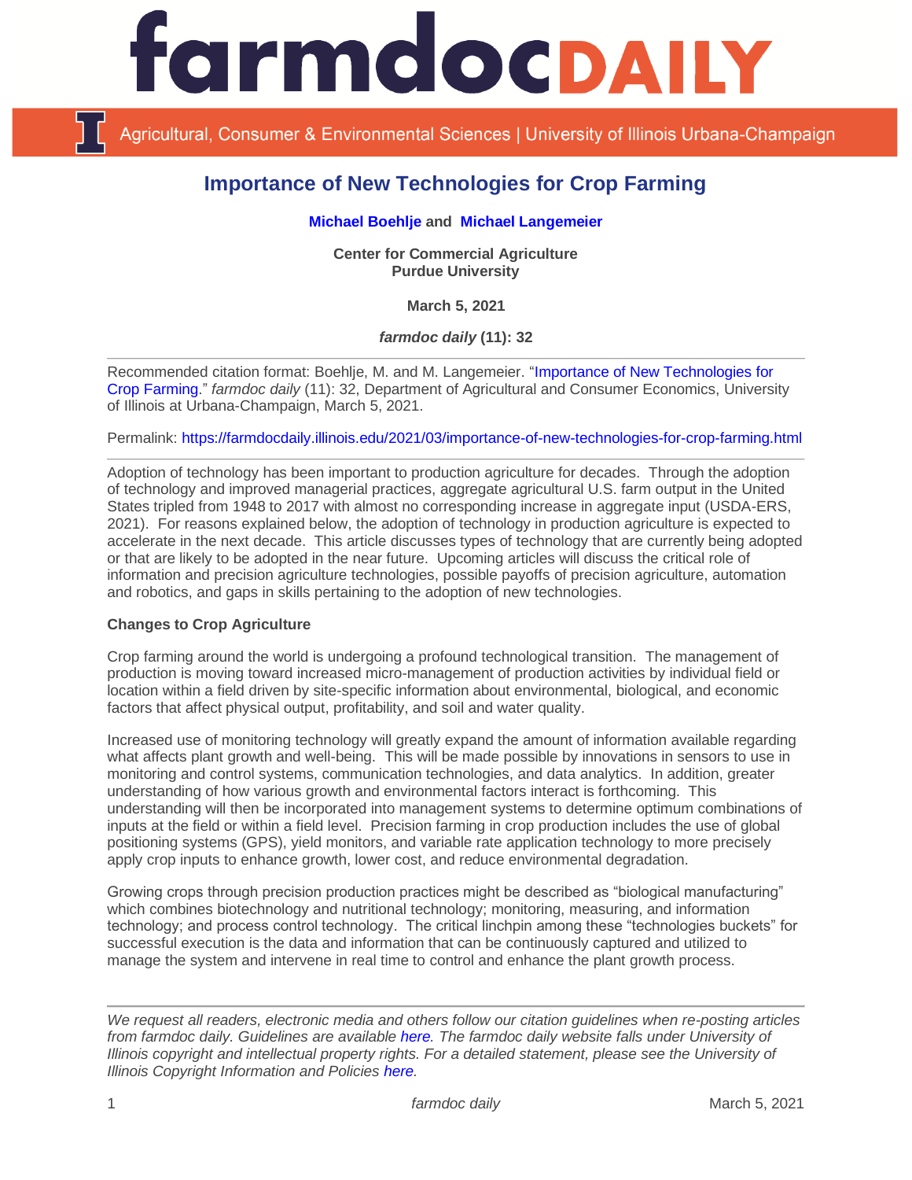# Importance of New Technologies for Crop Farming

**Michael Boehlje** and **Michael Langemeier**

**Center for Commercial Agriculture**
**Purdue University**

**March 5, 2021**

***farmdoc daily* (11): 32**

Recommended citation format: Boehlje, M. and M. Langemeier. "Importance of New Technologies for Crop Farming." *farmdoc daily* (11): 32, Department of Agricultural and Consumer Economics, University of Illinois at Urbana-Champaign, March 5, 2021.

Permalink: https://farmdocdaily.illinois.edu/2021/03/importance-of-new-technologies-for-crop-farming.html

Adoption of technology has been important to production agriculture for decades. Through the adoption of technology and improved managerial practices, aggregate agricultural U.S. farm output in the United States tripled from 1948 to 2017 with almost no corresponding increase in aggregate input (USDA-ERS, 2021). For reasons explained below, the adoption of technology in production agriculture is expected to accelerate in the next decade. This article discusses types of technology that are currently being adopted or that are likely to be adopted in the near future. Upcoming articles will discuss the critical role of information and precision agriculture technologies, possible payoffs of precision agriculture, automation and robotics, and gaps in skills pertaining to the adoption of new technologies.

**Changes to Crop Agriculture**

Crop farming around the world is undergoing a profound technological transition. The management of production is moving toward increased micro-management of production activities by individual field or location within a field driven by site-specific information about environmental, biological, and economic factors that affect physical output, profitability, and soil and water quality.

Increased use of monitoring technology will greatly expand the amount of information available regarding what affects plant growth and well-being. This will be made possible by innovations in sensors to use in monitoring and control systems, communication technologies, and data analytics. In addition, greater understanding of how various growth and environmental factors interact is forthcoming. This understanding will then be incorporated into management systems to determine optimum combinations of inputs at the field or within a field level. Precision farming in crop production includes the use of global positioning systems (GPS), yield monitors, and variable rate application technology to more precisely apply crop inputs to enhance growth, lower cost, and reduce environmental degradation.

Growing crops through precision production practices might be described as "biological manufacturing" which combines biotechnology and nutritional technology; monitoring, measuring, and information technology; and process control technology. The critical linchpin among these "technologies buckets" for successful execution is the data and information that can be continuously captured and utilized to manage the system and intervene in real time to control and enhance the plant growth process.

*We request all readers, electronic media and others follow our citation guidelines when re-posting articles from farmdoc daily. Guidelines are available here. The farmdoc daily website falls under University of Illinois copyright and intellectual property rights. For a detailed statement, please see the University of Illinois Copyright Information and Policies here.*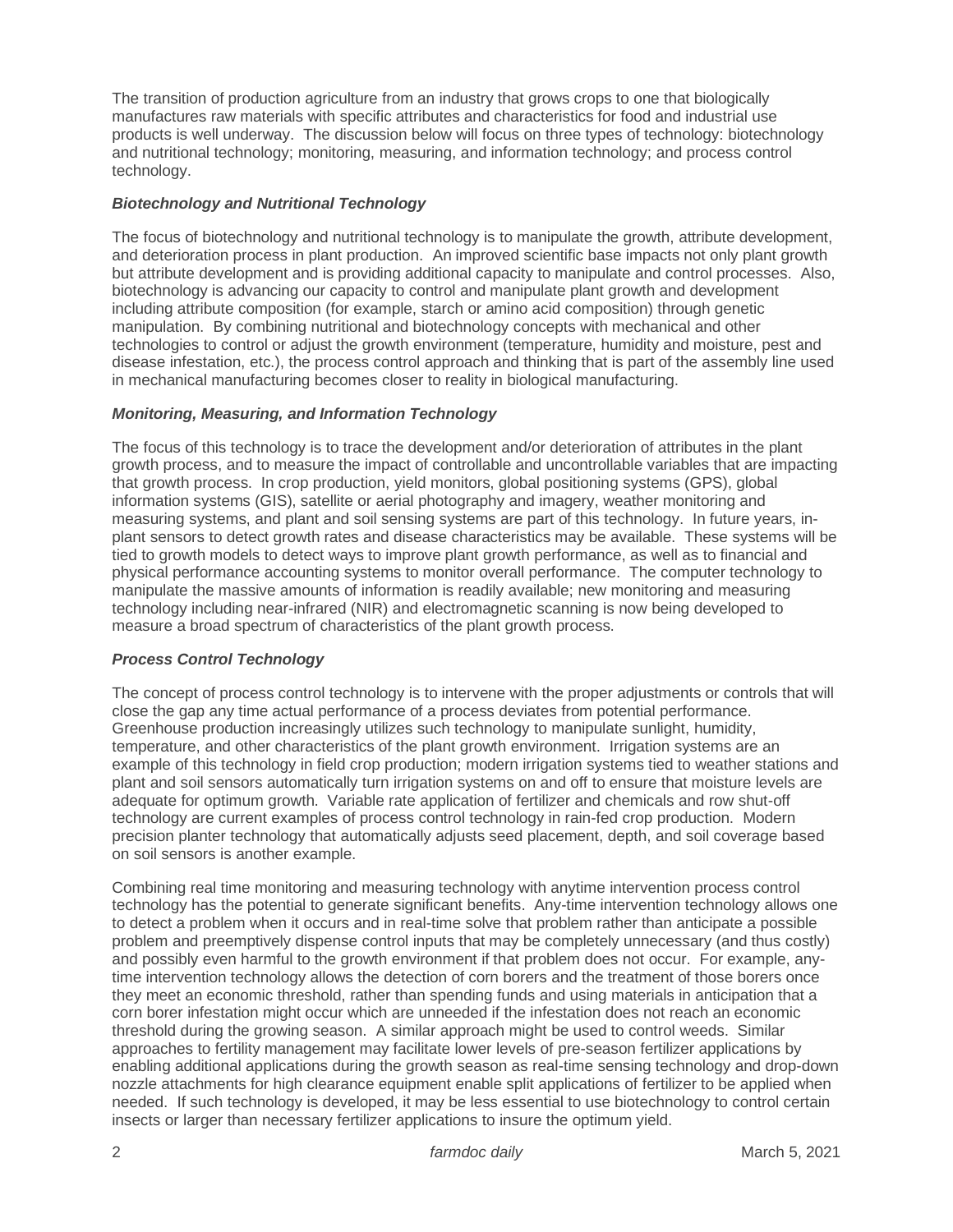The transition of production agriculture from an industry that grows crops to one that biologically manufactures raw materials with specific attributes and characteristics for food and industrial use products is well underway. The discussion below will focus on three types of technology: biotechnology and nutritional technology; monitoring, measuring, and information technology; and process control technology.

### *Biotechnology and Nutritional Technology*

The focus of biotechnology and nutritional technology is to manipulate the growth, attribute development, and deterioration process in plant production. An improved scientific base impacts not only plant growth but attribute development and is providing additional capacity to manipulate and control processes. Also, biotechnology is advancing our capacity to control and manipulate plant growth and development including attribute composition (for example, starch or amino acid composition) through genetic manipulation. By combining nutritional and biotechnology concepts with mechanical and other technologies to control or adjust the growth environment (temperature, humidity and moisture, pest and disease infestation, etc.), the process control approach and thinking that is part of the assembly line used in mechanical manufacturing becomes closer to reality in biological manufacturing.

### *Monitoring, Measuring, and Information Technology*

The focus of this technology is to trace the development and/or deterioration of attributes in the plant growth process, and to measure the impact of controllable and uncontrollable variables that are impacting that growth process. In crop production, yield monitors, global positioning systems (GPS), global information systems (GIS), satellite or aerial photography and imagery, weather monitoring and measuring systems, and plant and soil sensing systems are part of this technology. In future years, in-plant sensors to detect growth rates and disease characteristics may be available. These systems will be tied to growth models to detect ways to improve plant growth performance, as well as to financial and physical performance accounting systems to monitor overall performance. The computer technology to manipulate the massive amounts of information is readily available; new monitoring and measuring technology including near-infrared (NIR) and electromagnetic scanning is now being developed to measure a broad spectrum of characteristics of the plant growth process.

### *Process Control Technology*

The concept of process control technology is to intervene with the proper adjustments or controls that will close the gap any time actual performance of a process deviates from potential performance. Greenhouse production increasingly utilizes such technology to manipulate sunlight, humidity, temperature, and other characteristics of the plant growth environment. Irrigation systems are an example of this technology in field crop production; modern irrigation systems tied to weather stations and plant and soil sensors automatically turn irrigation systems on and off to ensure that moisture levels are adequate for optimum growth. Variable rate application of fertilizer and chemicals and row shut-off technology are current examples of process control technology in rain-fed crop production. Modern precision planter technology that automatically adjusts seed placement, depth, and soil coverage based on soil sensors is another example.

Combining real time monitoring and measuring technology with anytime intervention process control technology has the potential to generate significant benefits. Any-time intervention technology allows one to detect a problem when it occurs and in real-time solve that problem rather than anticipate a possible problem and preemptively dispense control inputs that may be completely unnecessary (and thus costly) and possibly even harmful to the growth environment if that problem does not occur. For example, any-time intervention technology allows the detection of corn borers and the treatment of those borers once they meet an economic threshold, rather than spending funds and using materials in anticipation that a corn borer infestation might occur which are unneeded if the infestation does not reach an economic threshold during the growing season. A similar approach might be used to control weeds. Similar approaches to fertility management may facilitate lower levels of pre-season fertilizer applications by enabling additional applications during the growth season as real-time sensing technology and drop-down nozzle attachments for high clearance equipment enable split applications of fertilizer to be applied when needed. If such technology is developed, it may be less essential to use biotechnology to control certain insects or larger than necessary fertilizer applications to insure the optimum yield.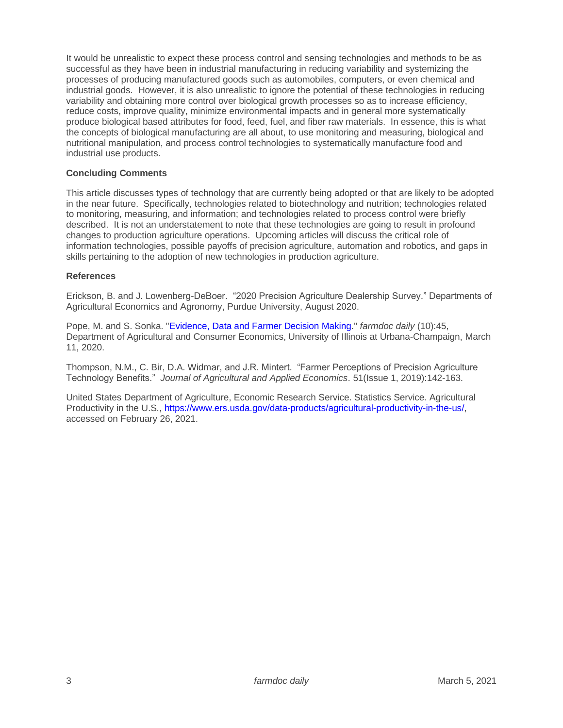It would be unrealistic to expect these process control and sensing technologies and methods to be as successful as they have been in industrial manufacturing in reducing variability and systemizing the processes of producing manufactured goods such as automobiles, computers, or even chemical and industrial goods. However, it is also unrealistic to ignore the potential of these technologies in reducing variability and obtaining more control over biological growth processes so as to increase efficiency, reduce costs, improve quality, minimize environmental impacts and in general more systematically produce biological based attributes for food, feed, fuel, and fiber raw materials. In essence, this is what the concepts of biological manufacturing are all about, to use monitoring and measuring, biological and nutritional manipulation, and process control technologies to systematically manufacture food and industrial use products.

**Concluding Comments**

This article discusses types of technology that are currently being adopted or that are likely to be adopted in the near future. Specifically, technologies related to biotechnology and nutrition; technologies related to monitoring, measuring, and information; and technologies related to process control were briefly described. It is not an understatement to note that these technologies are going to result in profound changes to production agriculture operations. Upcoming articles will discuss the critical role of information technologies, possible payoffs of precision agriculture, automation and robotics, and gaps in skills pertaining to the adoption of new technologies in production agriculture.

**References**

Erickson, B. and J. Lowenberg-DeBoer. "2020 Precision Agriculture Dealership Survey." Departments of Agricultural Economics and Agronomy, Purdue University, August 2020.

Pope, M. and S. Sonka. "Evidence, Data and Farmer Decision Making." *farmdoc daily* (10):45, Department of Agricultural and Consumer Economics, University of Illinois at Urbana-Champaign, March 11, 2020.

Thompson, N.M., C. Bir, D.A. Widmar, and J.R. Mintert. "Farmer Perceptions of Precision Agriculture Technology Benefits." *Journal of Agricultural and Applied Economics*. 51(Issue 1, 2019):142-163.

United States Department of Agriculture, Economic Research Service. Statistics Service. Agricultural Productivity in the U.S., https://www.ers.usda.gov/data-products/agricultural-productivity-in-the-us/, accessed on February 26, 2021.